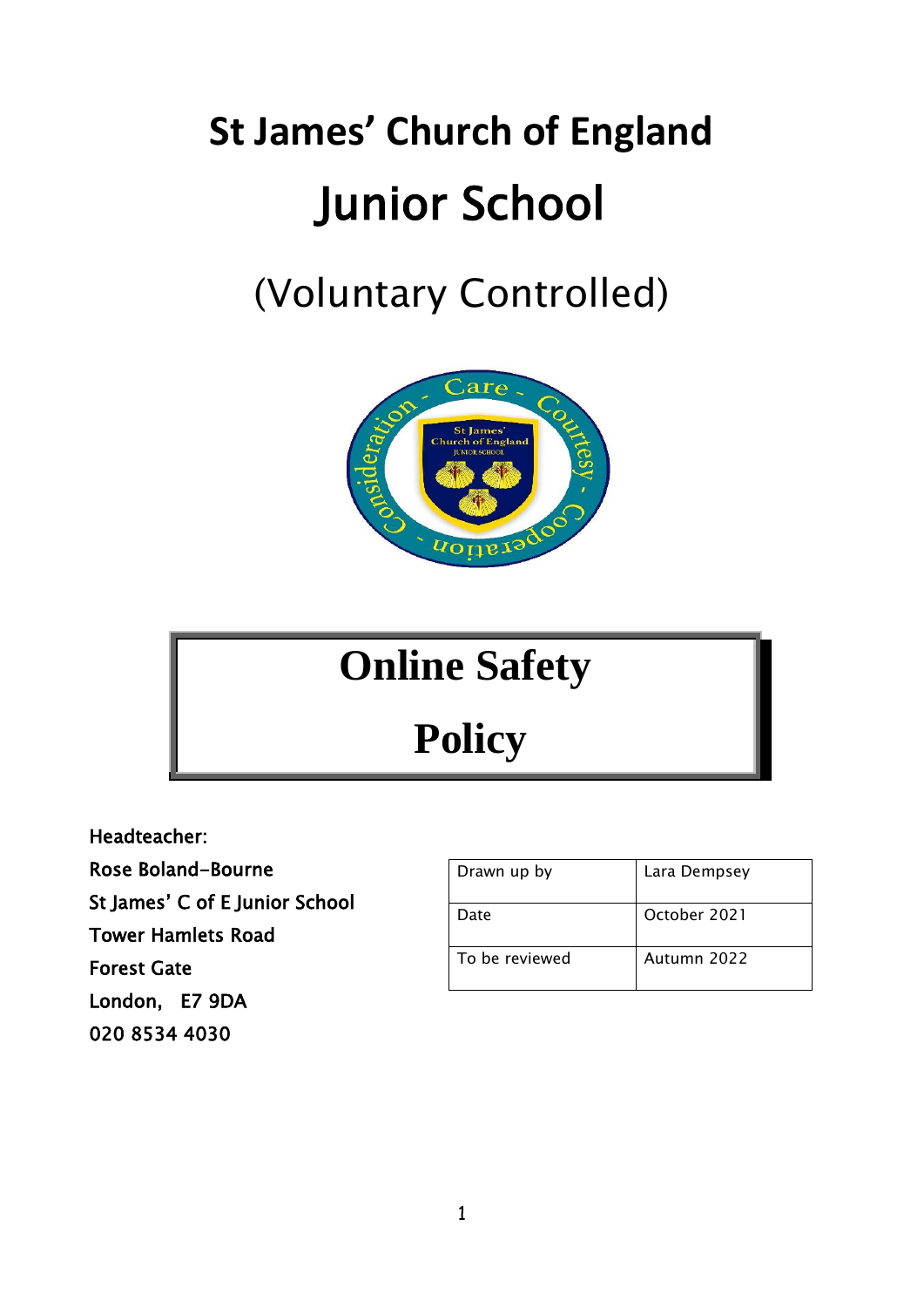# St James' Church of England

# Junior School

(Voluntary Controlled)

# Online Safety

# Policy

Headteacher:
Rose Boland-Bourne
St James' C of E Junior School
Tower Hamlets Road
Forest Gate
London, E7 9DA
020 8534 4030

| Drawn up by | Lara Dempsey |
|---|---|
| Date | October 2021 |
| To be reviewed | Autumn 2022 |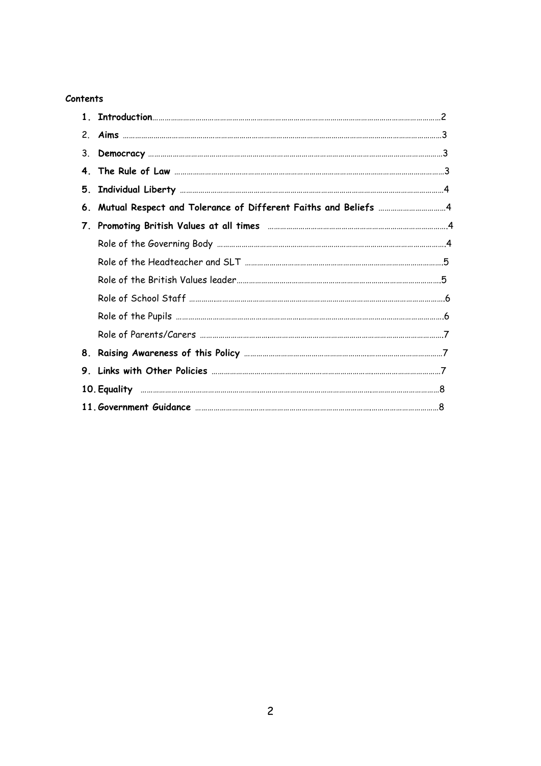**Contents**

1. **Introduction** ........ 2
2. **Aims** ........ 3
3. **Democracy** ........ 3
4. **The Rule of Law** ........ 3
5. **Individual Liberty** ........ 4
6. **Mutual Respect and Tolerance of Different Faiths and Beliefs** ........ 4
7. **Promoting British Values at all times** ........ 4
   - Role of the Governing Body ........ 4
   - Role of the Headteacher and SLT ........ 5
   - Role of the British Values leader ........ 5
   - Role of School Staff ........ 6
   - Role of the Pupils ........ 6
   - Role of Parents/Carers ........ 7
8. **Raising Awareness of this Policy** ........ 7
9. **Links with Other Policies** ........ 7
10. **Equality** ........ 8
11. **Government Guidance** ........ 8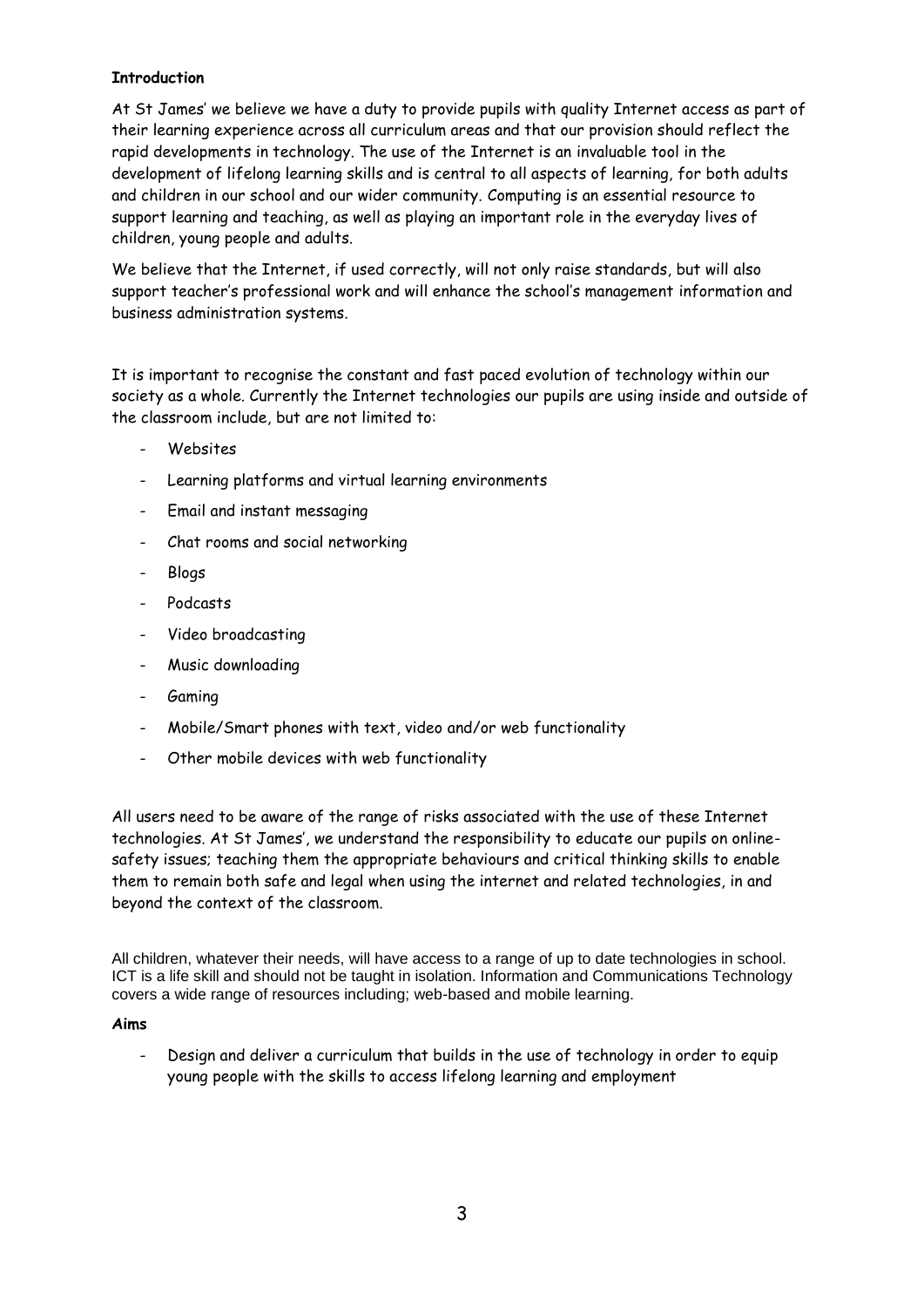**Introduction**

At St James' we believe we have a duty to provide pupils with quality Internet access as part of their learning experience across all curriculum areas and that our provision should reflect the rapid developments in technology. The use of the Internet is an invaluable tool in the development of lifelong learning skills and is central to all aspects of learning, for both adults and children in our school and our wider community. Computing is an essential resource to support learning and teaching, as well as playing an important role in the everyday lives of children, young people and adults.

We believe that the Internet, if used correctly, will not only raise standards, but will also support teacher's professional work and will enhance the school's management information and business administration systems.

It is important to recognise the constant and fast paced evolution of technology within our society as a whole. Currently the Internet technologies our pupils are using inside and outside of the classroom include, but are not limited to:

- Websites
- Learning platforms and virtual learning environments
- Email and instant messaging
- Chat rooms and social networking
- Blogs
- Podcasts
- Video broadcasting
- Music downloading
- Gaming
- Mobile/Smart phones with text, video and/or web functionality
- Other mobile devices with web functionality

All users need to be aware of the range of risks associated with the use of these Internet technologies. At St James', we understand the responsibility to educate our pupils on online-safety issues; teaching them the appropriate behaviours and critical thinking skills to enable them to remain both safe and legal when using the internet and related technologies, in and beyond the context of the classroom.

All children, whatever their needs, will have access to a range of up to date technologies in school. ICT is a life skill and should not be taught in isolation. Information and Communications Technology covers a wide range of resources including; web-based and mobile learning.

**Aims**

- Design and deliver a curriculum that builds in the use of technology in order to equip young people with the skills to access lifelong learning and employment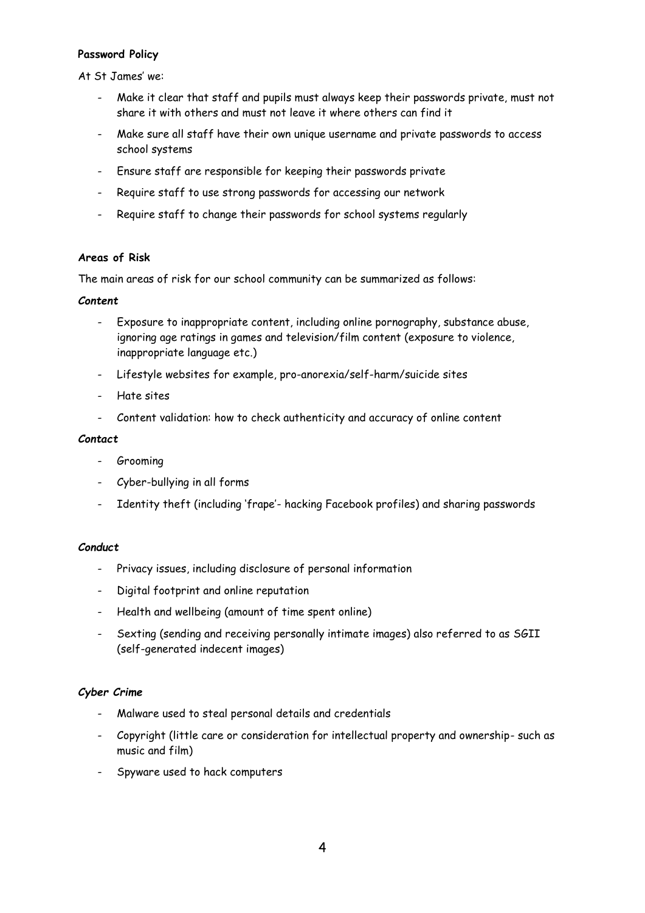**Password Policy**

At St James' we:

- Make it clear that staff and pupils must always keep their passwords private, must not share it with others and must not leave it where others can find it
- Make sure all staff have their own unique username and private passwords to access school systems
- Ensure staff are responsible for keeping their passwords private
- Require staff to use strong passwords for accessing our network
- Require staff to change their passwords for school systems regularly

**Areas of Risk**

The main areas of risk for our school community can be summarized as follows:

***Content***

- Exposure to inappropriate content, including online pornography, substance abuse, ignoring age ratings in games and television/film content (exposure to violence, inappropriate language etc.)
- Lifestyle websites for example, pro-anorexia/self-harm/suicide sites
- Hate sites
- Content validation: how to check authenticity and accuracy of online content

***Contact***

- Grooming
- Cyber-bullying in all forms
- Identity theft (including 'frape'- hacking Facebook profiles) and sharing passwords

***Conduct***

- Privacy issues, including disclosure of personal information
- Digital footprint and online reputation
- Health and wellbeing (amount of time spent online)
- Sexting (sending and receiving personally intimate images) also referred to as SGII (self-generated indecent images)

***Cyber Crime***

- Malware used to steal personal details and credentials
- Copyright (little care or consideration for intellectual property and ownership- such as music and film)
- Spyware used to hack computers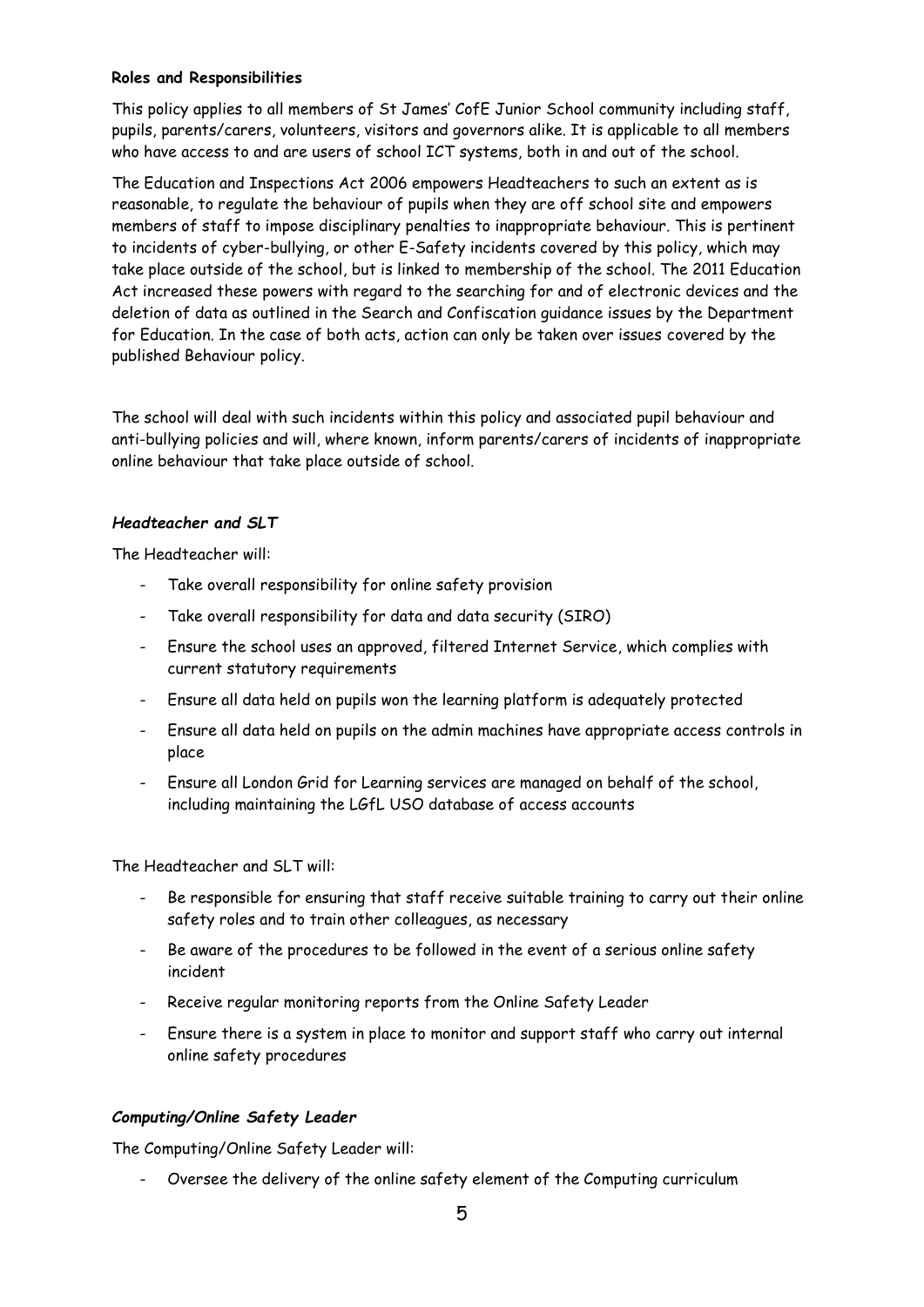**Roles and Responsibilities**

This policy applies to all members of St James' CofE Junior School community including staff, pupils, parents/carers, volunteers, visitors and governors alike. It is applicable to all members who have access to and are users of school ICT systems, both in and out of the school.

The Education and Inspections Act 2006 empowers Headteachers to such an extent as is reasonable, to regulate the behaviour of pupils when they are off school site and empowers members of staff to impose disciplinary penalties to inappropriate behaviour. This is pertinent to incidents of cyber-bullying, or other E-Safety incidents covered by this policy, which may take place outside of the school, but is linked to membership of the school. The 2011 Education Act increased these powers with regard to the searching for and of electronic devices and the deletion of data as outlined in the Search and Confiscation guidance issues by the Department for Education. In the case of both acts, action can only be taken over issues covered by the published Behaviour policy.

The school will deal with such incidents within this policy and associated pupil behaviour and anti-bullying policies and will, where known, inform parents/carers of incidents of inappropriate online behaviour that take place outside of school.

***Headteacher and SLT***

The Headteacher will:

- Take overall responsibility for online safety provision
- Take overall responsibility for data and data security (SIRO)
- Ensure the school uses an approved, filtered Internet Service, which complies with current statutory requirements
- Ensure all data held on pupils won the learning platform is adequately protected
- Ensure all data held on pupils on the admin machines have appropriate access controls in place
- Ensure all London Grid for Learning services are managed on behalf of the school, including maintaining the LGfL USO database of access accounts

The Headteacher and SLT will:

- Be responsible for ensuring that staff receive suitable training to carry out their online safety roles and to train other colleagues, as necessary
- Be aware of the procedures to be followed in the event of a serious online safety incident
- Receive regular monitoring reports from the Online Safety Leader
- Ensure there is a system in place to monitor and support staff who carry out internal online safety procedures

***Computing/Online Safety Leader***

The Computing/Online Safety Leader will:

- Oversee the delivery of the online safety element of the Computing curriculum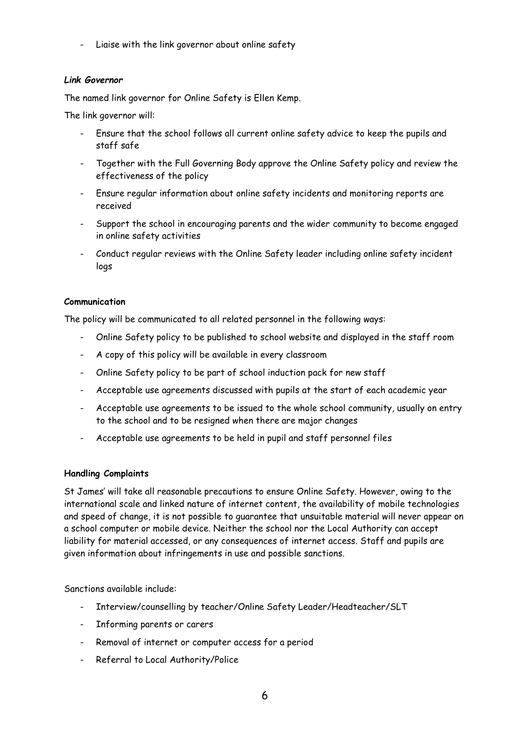- Liaise with the link governor about online safety

***Link Governor***

The named link governor for Online Safety is Ellen Kemp.

The link governor will:

- Ensure that the school follows all current online safety advice to keep the pupils and staff safe
- Together with the Full Governing Body approve the Online Safety policy and review the effectiveness of the policy
- Ensure regular information about online safety incidents and monitoring reports are received
- Support the school in encouraging parents and the wider community to become engaged in online safety activities
- Conduct regular reviews with the Online Safety leader including online safety incident logs

**Communication**

The policy will be communicated to all related personnel in the following ways:

- Online Safety policy to be published to school website and displayed in the staff room
- A copy of this policy will be available in every classroom
- Online Safety policy to be part of school induction pack for new staff
- Acceptable use agreements discussed with pupils at the start of each academic year
- Acceptable use agreements to be issued to the whole school community, usually on entry to the school and to be resigned when there are major changes
- Acceptable use agreements to be held in pupil and staff personnel files

**Handling Complaints**

St James' will take all reasonable precautions to ensure Online Safety. However, owing to the international scale and linked nature of internet content, the availability of mobile technologies and speed of change, it is not possible to guarantee that unsuitable material will never appear on a school computer or mobile device. Neither the school nor the Local Authority can accept liability for material accessed, or any consequences of internet access. Staff and pupils are given information about infringements in use and possible sanctions.

Sanctions available include:

- Interview/counselling by teacher/Online Safety Leader/Headteacher/SLT
- Informing parents or carers
- Removal of internet or computer access for a period
- Referral to Local Authority/Police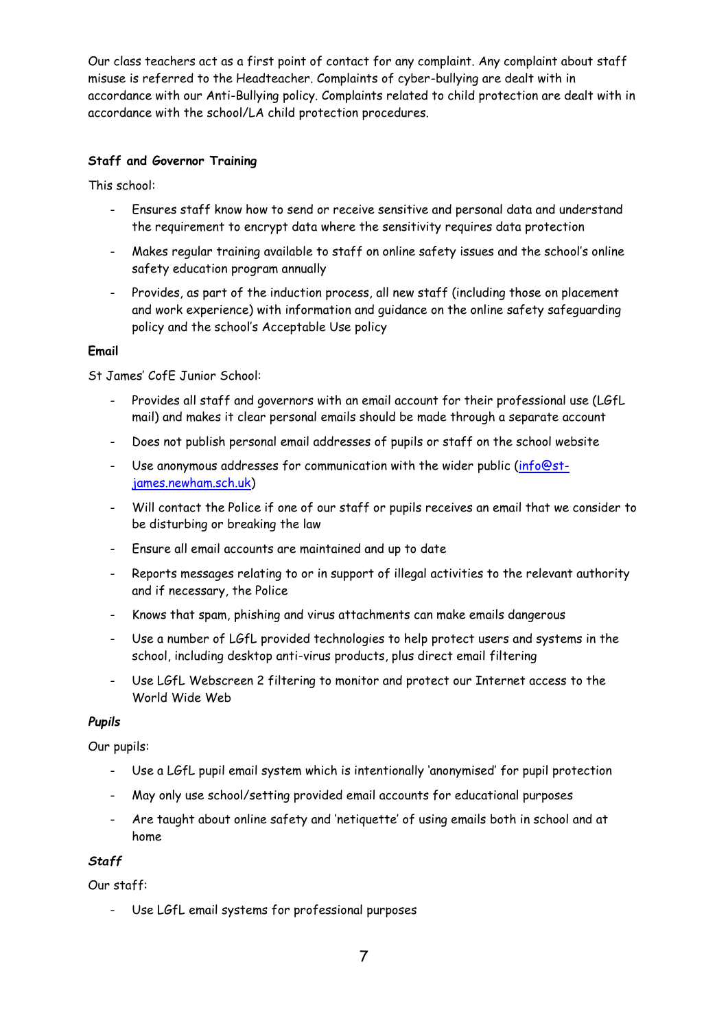Our class teachers act as a first point of contact for any complaint. Any complaint about staff misuse is referred to the Headteacher. Complaints of cyber-bullying are dealt with in accordance with our Anti-Bullying policy. Complaints related to child protection are dealt with in accordance with the school/LA child protection procedures.

**Staff and Governor Training**

This school:

- Ensures staff know how to send or receive sensitive and personal data and understand the requirement to encrypt data where the sensitivity requires data protection
- Makes regular training available to staff on online safety issues and the school's online safety education program annually
- Provides, as part of the induction process, all new staff (including those on placement and work experience) with information and guidance on the online safety safeguarding policy and the school's Acceptable Use policy

**Email**

St James' CofE Junior School:

- Provides all staff and governors with an email account for their professional use (LGfL mail) and makes it clear personal emails should be made through a separate account
- Does not publish personal email addresses of pupils or staff on the school website
- Use anonymous addresses for communication with the wider public (info@st-james.newham.sch.uk)
- Will contact the Police if one of our staff or pupils receives an email that we consider to be disturbing or breaking the law
- Ensure all email accounts are maintained and up to date
- Reports messages relating to or in support of illegal activities to the relevant authority and if necessary, the Police
- Knows that spam, phishing and virus attachments can make emails dangerous
- Use a number of LGfL provided technologies to help protect users and systems in the school, including desktop anti-virus products, plus direct email filtering
- Use LGfL Webscreen 2 filtering to monitor and protect our Internet access to the World Wide Web

***Pupils***

Our pupils:

- Use a LGfL pupil email system which is intentionally 'anonymised' for pupil protection
- May only use school/setting provided email accounts for educational purposes
- Are taught about online safety and 'netiquette' of using emails both in school and at home

***Staff***

Our staff:

- Use LGfL email systems for professional purposes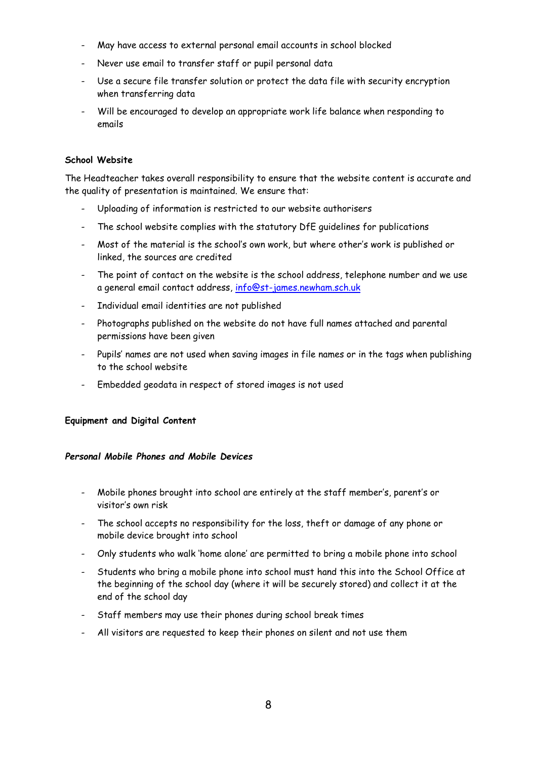- May have access to external personal email accounts in school blocked
- Never use email to transfer staff or pupil personal data
- Use a secure file transfer solution or protect the data file with security encryption when transferring data
- Will be encouraged to develop an appropriate work life balance when responding to emails

**School Website**

The Headteacher takes overall responsibility to ensure that the website content is accurate and the quality of presentation is maintained. We ensure that:

- Uploading of information is restricted to our website authorisers
- The school website complies with the statutory DfE guidelines for publications
- Most of the material is the school's own work, but where other's work is published or linked, the sources are credited
- The point of contact on the website is the school address, telephone number and we use a general email contact address, info@st-james.newham.sch.uk
- Individual email identities are not published
- Photographs published on the website do not have full names attached and parental permissions have been given
- Pupils' names are not used when saving images in file names or in the tags when publishing to the school website
- Embedded geodata in respect of stored images is not used

**Equipment and Digital Content**

***Personal Mobile Phones and Mobile Devices***

- Mobile phones brought into school are entirely at the staff member's, parent's or visitor's own risk
- The school accepts no responsibility for the loss, theft or damage of any phone or mobile device brought into school
- Only students who walk 'home alone' are permitted to bring a mobile phone into school
- Students who bring a mobile phone into school must hand this into the School Office at the beginning of the school day (where it will be securely stored) and collect it at the end of the school day
- Staff members may use their phones during school break times
- All visitors are requested to keep their phones on silent and not use them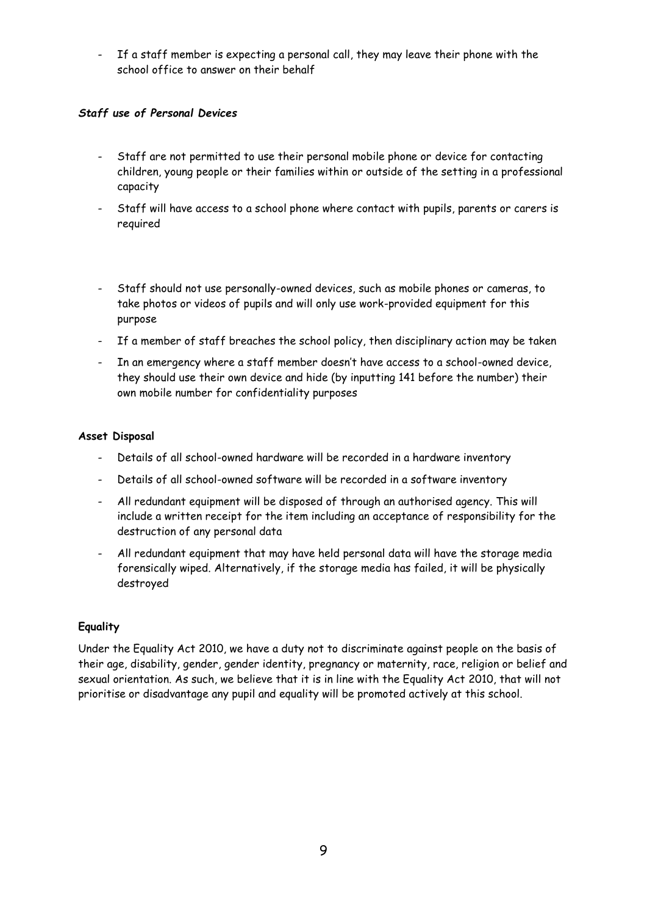- If a staff member is expecting a personal call, they may leave their phone with the school office to answer on their behalf

***Staff use of Personal Devices***

- Staff are not permitted to use their personal mobile phone or device for contacting children, young people or their families within or outside of the setting in a professional capacity
- Staff will have access to a school phone where contact with pupils, parents or carers is required
- Staff should not use personally-owned devices, such as mobile phones or cameras, to take photos or videos of pupils and will only use work-provided equipment for this purpose
- If a member of staff breaches the school policy, then disciplinary action may be taken
- In an emergency where a staff member doesn't have access to a school-owned device, they should use their own device and hide (by inputting 141 before the number) their own mobile number for confidentiality purposes

**Asset Disposal**

- Details of all school-owned hardware will be recorded in a hardware inventory
- Details of all school-owned software will be recorded in a software inventory
- All redundant equipment will be disposed of through an authorised agency. This will include a written receipt for the item including an acceptance of responsibility for the destruction of any personal data
- All redundant equipment that may have held personal data will have the storage media forensically wiped. Alternatively, if the storage media has failed, it will be physically destroyed

**Equality**

Under the Equality Act 2010, we have a duty not to discriminate against people on the basis of their age, disability, gender, gender identity, pregnancy or maternity, race, religion or belief and sexual orientation. As such, we believe that it is in line with the Equality Act 2010, that will not prioritise or disadvantage any pupil and equality will be promoted actively at this school.